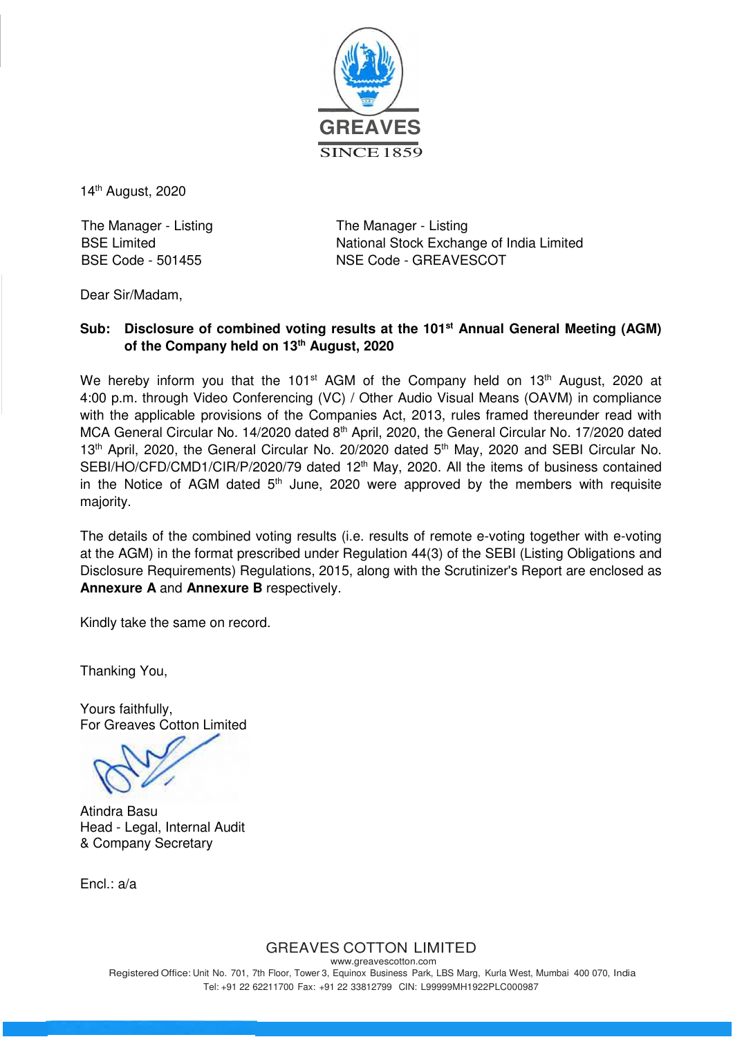GREAVES

SINCE 1859

14th August, 2020

The Manager - Listing
BSE Limited
BSE Code - 501455

The Manager - Listing
National Stock Exchange of India Limited
NSE Code - GREAVESCOT

Dear Sir/Madam,

**Sub: Disclosure of combined voting results at the 101st Annual General Meeting (AGM) of the Company held on 13th August, 2020**

We hereby inform you that the 101st AGM of the Company held on 13th August, 2020 at 4:00 p.m. through Video Conferencing (VC) / Other Audio Visual Means (OAVM) in compliance with the applicable provisions of the Companies Act, 2013, rules framed thereunder read with MCA General Circular No. 14/2020 dated 8th April, 2020, the General Circular No. 17/2020 dated 13th April, 2020, the General Circular No. 20/2020 dated 5th May, 2020 and SEBI Circular No. SEBI/HO/CFD/CMD1/CIR/P/2020/79 dated 12th May, 2020. All the items of business contained in the Notice of AGM dated 5th June, 2020 were approved by the members with requisite majority.

The details of the combined voting results (i.e. results of remote e-voting together with e-voting at the AGM) in the format prescribed under Regulation 44(3) of the SEBI (Listing Obligations and Disclosure Requirements) Regulations, 2015, along with the Scrutinizer's Report are enclosed as **Annexure A** and **Annexure B** respectively.

Kindly take the same on record.

Thanking You,

Yours faithfully,
For Greaves Cotton Limited

Atindra Basu
Head - Legal, Internal Audit
& Company Secretary

Encl.: a/a

GREAVES COTTON LIMITED
www.greavescotton.com
Registered Office: Unit No. 701, 7th Floor, Tower 3, Equinox Business Park, LBS Marg, Kurla West, Mumbai 400 070, India
Tel: +91 22 62211700 Fax: +91 22 33812799 CIN: L99999MH1922PLC000987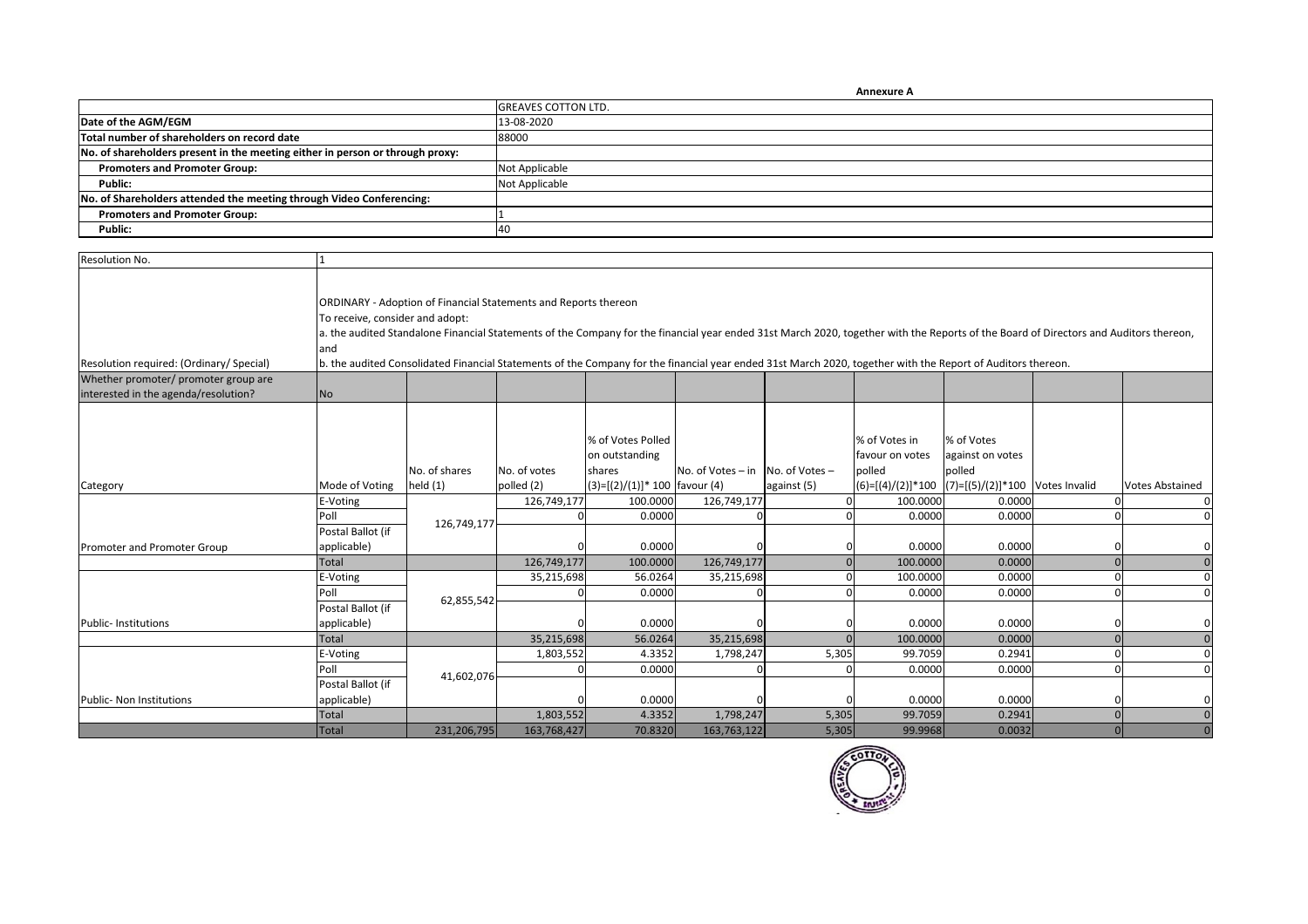**Annexure A**

| | |
|---|---|
| | GREAVES COTTON LTD. |
| **Date of the AGM/EGM** | 13-08-2020 |
| **Total number of shareholders on record date** | 88000 |
| **No. of shareholders present in the meeting either in person or through proxy:** | |
| **Promoters and Promoter Group:** | Not Applicable |
| **Public:** | Not Applicable |
| **No. of Shareholders attended the meeting through Video Conferencing:** | |
| **Promoters and Promoter Group:** | 1 |
| **Public:** | 40 |

| Resolution No. | 1 |
|---|---|
| Resolution required: (Ordinary/ Special) | ORDINARY - Adoption of Financial Statements and Reports thereon<br>To receive, consider and adopt:<br>a. the audited Standalone Financial Statements of the Company for the financial year ended 31st March 2020, together with the Reports of the Board of Directors and Auditors thereon, and<br>b. the audited Consolidated Financial Statements of the Company for the financial year ended 31st March 2020, together with the Report of Auditors thereon. |
| Whether promoter/ promoter group are interested in the agenda/resolution? | No |

| Category | Mode of Voting | No. of shares held (1) | No. of votes polled (2) | % of Votes Polled on outstanding shares (3)=[(2)/(1)]* 100 | No. of Votes – in favour (4) | No. of Votes – against (5) | % of Votes in favour on votes polled (6)=[(4)/(2)]*100 | % of Votes against on votes polled (7)=[(5)/(2)]*100 | Votes Invalid | Votes Abstained |
|---|---|---|---|---|---|---|---|---|---|---|
| Promoter and Promoter Group | E-Voting | 126,749,177 | 126,749,177 | 100.0000 | 126,749,177 | 0 | 100.0000 | 0.0000 | 0 | 0 |
| | Poll | | 0 | 0.0000 | 0 | 0 | 0.0000 | 0.0000 | 0 | 0 |
| | Postal Ballot (if applicable) | | 0 | 0.0000 | 0 | 0 | 0.0000 | 0.0000 | 0 | 0 |
| | Total | | 126,749,177 | 100.0000 | 126,749,177 | 0 | 100.0000 | 0.0000 | 0 | 0 |
| Public- Institutions | E-Voting | 62,855,542 | 35,215,698 | 56.0264 | 35,215,698 | 0 | 100.0000 | 0.0000 | 0 | 0 |
| | Poll | | 0 | 0.0000 | 0 | 0 | 0.0000 | 0.0000 | 0 | 0 |
| | Postal Ballot (if applicable) | | 0 | 0.0000 | 0 | 0 | 0.0000 | 0.0000 | 0 | 0 |
| | Total | | 35,215,698 | 56.0264 | 35,215,698 | 0 | 100.0000 | 0.0000 | 0 | 0 |
| Public- Non Institutions | E-Voting | 41,602,076 | 1,803,552 | 4.3352 | 1,798,247 | 5,305 | 99.7059 | 0.2941 | 0 | 0 |
| | Poll | | 0 | 0.0000 | 0 | 0 | 0.0000 | 0.0000 | 0 | 0 |
| | Postal Ballot (if applicable) | | 0 | 0.0000 | 0 | 0 | 0.0000 | 0.0000 | 0 | 0 |
| | Total | | 1,803,552 | 4.3352 | 1,798,247 | 5,305 | 99.7059 | 0.2941 | 0 | 0 |
| | Total | 231,206,795 | 163,768,427 | 70.8320 | 163,763,122 | 5,305 | 99.9968 | 0.0032 | 0 | 0 |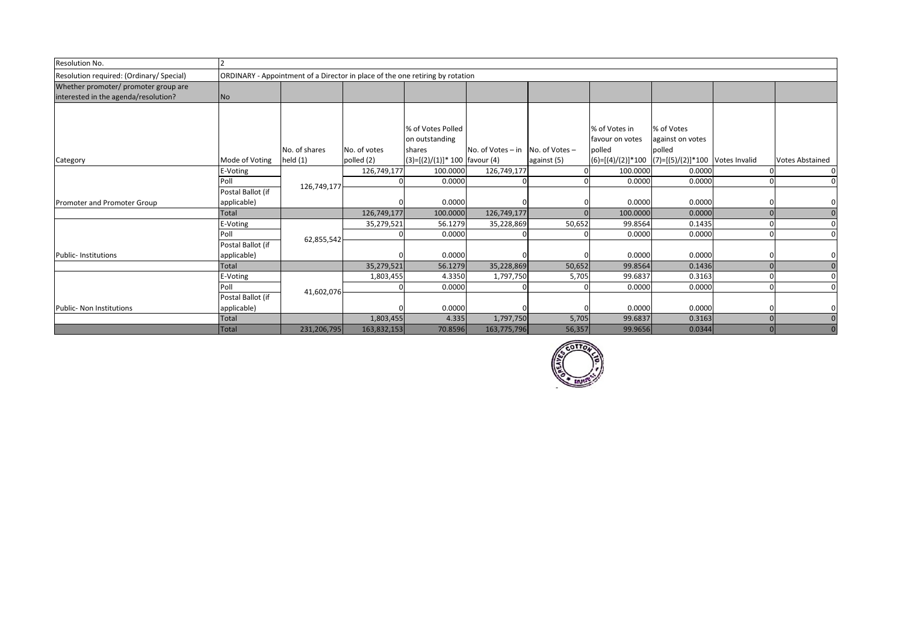| Resolution No. | 2 | | | | | | | | | |
|---|---|---|---|---|---|---|---|---|---|---|
| Resolution required: (Ordinary/ Special) | ORDINARY - Appointment of a Director in place of the one retiring by rotation | | | | | | | | | |
| Whether promoter/ promoter group are interested in the agenda/resolution? | No | | | | | | | | | |
| Category | Mode of Voting | No. of shares held (1) | No. of votes polled (2) | % of Votes Polled on outstanding shares (3)=[(2)/(1)]* 100 | No. of Votes – in favour (4) | No. of Votes – against (5) | % of Votes in favour on votes polled (6)=[(4)/(2)]*100 | % of Votes against on votes polled (7)=[(5)/(2)]*100 | Votes Invalid | Votes Abstained |
| Promoter and Promoter Group | E-Voting | 126,749,177 | 126,749,177 | 100.0000 | 126,749,177 | 0 | 100.0000 | 0.0000 | 0 | 0 |
| | Poll | | 0 | 0.0000 | 0 | 0 | 0.0000 | 0.0000 | 0 | 0 |
| | Postal Ballot (if applicable) | | 0 | 0.0000 | 0 | 0 | 0.0000 | 0.0000 | 0 | 0 |
| | Total | | 126,749,177 | 100.0000 | 126,749,177 | 0 | 100.0000 | 0.0000 | 0 | 0 |
| Public- Institutions | E-Voting | 62,855,542 | 35,279,521 | 56.1279 | 35,228,869 | 50,652 | 99.8564 | 0.1435 | 0 | 0 |
| | Poll | | 0 | 0.0000 | 0 | 0 | 0.0000 | 0.0000 | 0 | 0 |
| | Postal Ballot (if applicable) | | 0 | 0.0000 | 0 | 0 | 0.0000 | 0.0000 | 0 | 0 |
| | Total | | 35,279,521 | 56.1279 | 35,228,869 | 50,652 | 99.8564 | 0.1436 | 0 | 0 |
| Public- Non Institutions | E-Voting | 41,602,076 | 1,803,455 | 4.3350 | 1,797,750 | 5,705 | 99.6837 | 0.3163 | 0 | 0 |
| | Poll | | 0 | 0.0000 | 0 | 0 | 0.0000 | 0.0000 | 0 | 0 |
| | Postal Ballot (if applicable) | | 0 | 0.0000 | 0 | 0 | 0.0000 | 0.0000 | 0 | 0 |
| | Total | | 1,803,455 | 4.335 | 1,797,750 | 5,705 | 99.6837 | 0.3163 | 0 | 0 |
| | Total | 231,206,795 | 163,832,153 | 70.8596 | 163,775,796 | 56,357 | 99.9656 | 0.0344 | 0 | 0 |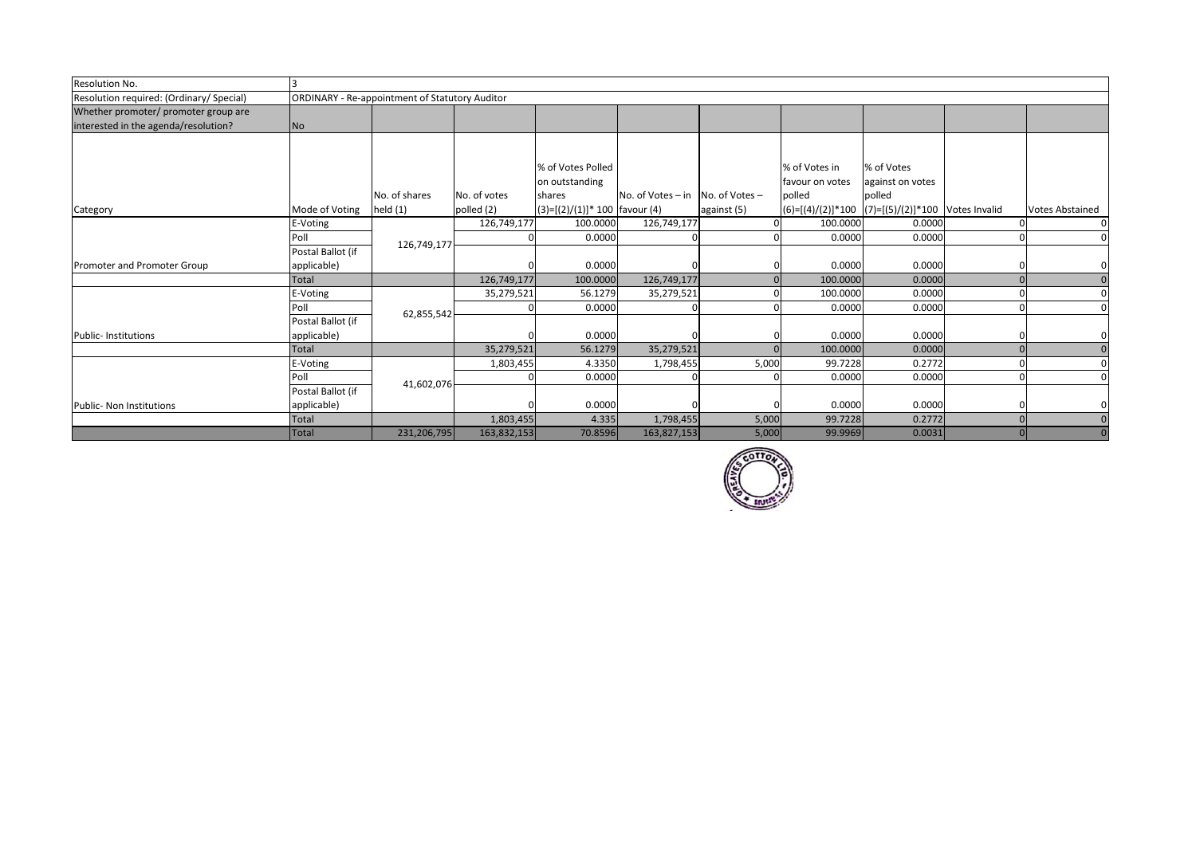| Resolution No. | 3 | | | | | | | | | |
|---|---|---|---|---|---|---|---|---|---|---|
| Resolution required: (Ordinary/ Special) | ORDINARY - Re-appointment of Statutory Auditor | | | | | | | | | |
| Whether promoter/ promoter group are interested in the agenda/resolution? | No | | | | | | | | | |
| Category | Mode of Voting | No. of shares held (1) | No. of votes polled (2) | % of Votes Polled on outstanding shares (3)=[(2)/(1)]* 100 | No. of Votes – in favour (4) | No. of Votes – against (5) | % of Votes in favour on votes polled (6)=[(4)/(2)]*100 | % of Votes against on votes polled (7)=[(5)/(2)]*100 | Votes Invalid | Votes Abstained |
| Promoter and Promoter Group | E-Voting | 126,749,177 | 126,749,177 | 100.0000 | 126,749,177 | 0 | 100.0000 | 0.0000 | 0 | 0 |
| | Poll | | 0 | 0.0000 | 0 | 0 | 0.0000 | 0.0000 | 0 | 0 |
| | Postal Ballot (if applicable) | | 0 | 0.0000 | 0 | 0 | 0.0000 | 0.0000 | 0 | 0 |
| | Total | | 126,749,177 | 100.0000 | 126,749,177 | 0 | 100.0000 | 0.0000 | 0 | 0 |
| Public- Institutions | E-Voting | 62,855,542 | 35,279,521 | 56.1279 | 35,279,521 | 0 | 100.0000 | 0.0000 | 0 | 0 |
| | Poll | | 0 | 0.0000 | 0 | 0 | 0.0000 | 0.0000 | 0 | 0 |
| | Postal Ballot (if applicable) | | 0 | 0.0000 | 0 | 0 | 0.0000 | 0.0000 | 0 | 0 |
| | Total | | 35,279,521 | 56.1279 | 35,279,521 | 0 | 100.0000 | 0.0000 | 0 | 0 |
| Public- Non Institutions | E-Voting | 41,602,076 | 1,803,455 | 4.3350 | 1,798,455 | 5,000 | 99.7228 | 0.2772 | 0 | 0 |
| | Poll | | 0 | 0.0000 | 0 | 0 | 0.0000 | 0.0000 | 0 | 0 |
| | Postal Ballot (if applicable) | | 0 | 0.0000 | 0 | 0 | 0.0000 | 0.0000 | 0 | 0 |
| | Total | | 1,803,455 | 4.335 | 1,798,455 | 5,000 | 99.7228 | 0.2772 | 0 | 0 |
| | Total | 231,206,795 | 163,832,153 | 70.8596 | 163,827,153 | 5,000 | 99.9969 | 0.0031 | 0 | 0 |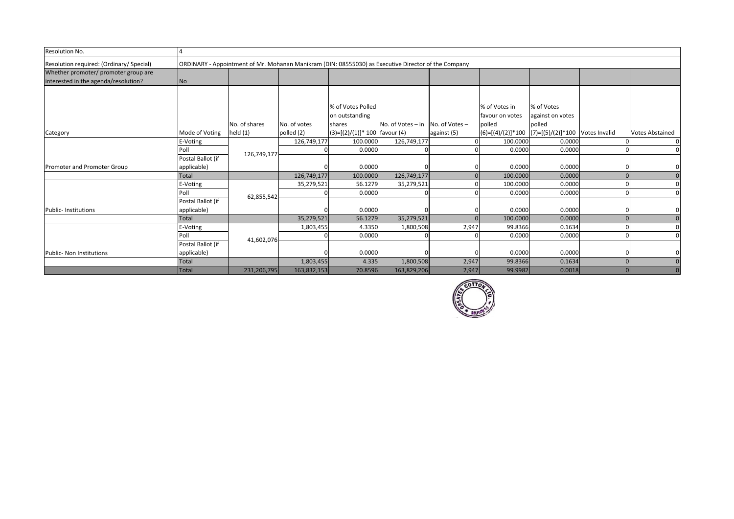| Resolution No. | 4 | | | | | | | | | |
|---|---|---|---|---|---|---|---|---|---|---|
| Resolution required: (Ordinary/ Special) | ORDINARY - Appointment of Mr. Mohanan Manikram (DIN: 08555030) as Executive Director of the Company | | | | | | | | | |
| Whether promoter/ promoter group are interested in the agenda/resolution? | No | | | | | | | | | |
| Category | Mode of Voting | No. of shares held (1) | No. of votes polled (2) | % of Votes Polled on outstanding shares (3)=[(2)/(1)]* 100 | No. of Votes – in favour (4) | No. of Votes – against (5) | % of Votes in favour on votes polled (6)=[(4)/(2)]*100 | % of Votes against on votes polled (7)=[(5)/(2)]*100 | Votes Invalid | Votes Abstained |
| Promoter and Promoter Group | E-Voting | 126,749,177 | 126,749,177 | 100.0000 | 126,749,177 | 0 | 100.0000 | 0.0000 | 0 | 0 |
| | Poll | | 0 | 0.0000 | 0 | 0 | 0.0000 | 0.0000 | 0 | 0 |
| | Postal Ballot (if applicable) | | 0 | 0.0000 | 0 | 0 | 0.0000 | 0.0000 | 0 | 0 |
| | Total | | 126,749,177 | 100.0000 | 126,749,177 | 0 | 100.0000 | 0.0000 | 0 | 0 |
| Public- Institutions | E-Voting | 62,855,542 | 35,279,521 | 56.1279 | 35,279,521 | 0 | 100.0000 | 0.0000 | 0 | 0 |
| | Poll | | 0 | 0.0000 | 0 | 0 | 0.0000 | 0.0000 | 0 | 0 |
| | Postal Ballot (if applicable) | | 0 | 0.0000 | 0 | 0 | 0.0000 | 0.0000 | 0 | 0 |
| | Total | | 35,279,521 | 56.1279 | 35,279,521 | 0 | 100.0000 | 0.0000 | 0 | 0 |
| Public- Non Institutions | E-Voting | 41,602,076 | 1,803,455 | 4.3350 | 1,800,508 | 2,947 | 99.8366 | 0.1634 | 0 | 0 |
| | Poll | | 0 | 0.0000 | 0 | 0 | 0.0000 | 0.0000 | 0 | 0 |
| | Postal Ballot (if applicable) | | 0 | 0.0000 | 0 | 0 | 0.0000 | 0.0000 | 0 | 0 |
| | Total | | 1,803,455 | 4.335 | 1,800,508 | 2,947 | 99.8366 | 0.1634 | 0 | 0 |
| | Total | 231,206,795 | 163,832,153 | 70.8596 | 163,829,206 | 2,947 | 99.9982 | 0.0018 | 0 | 0 |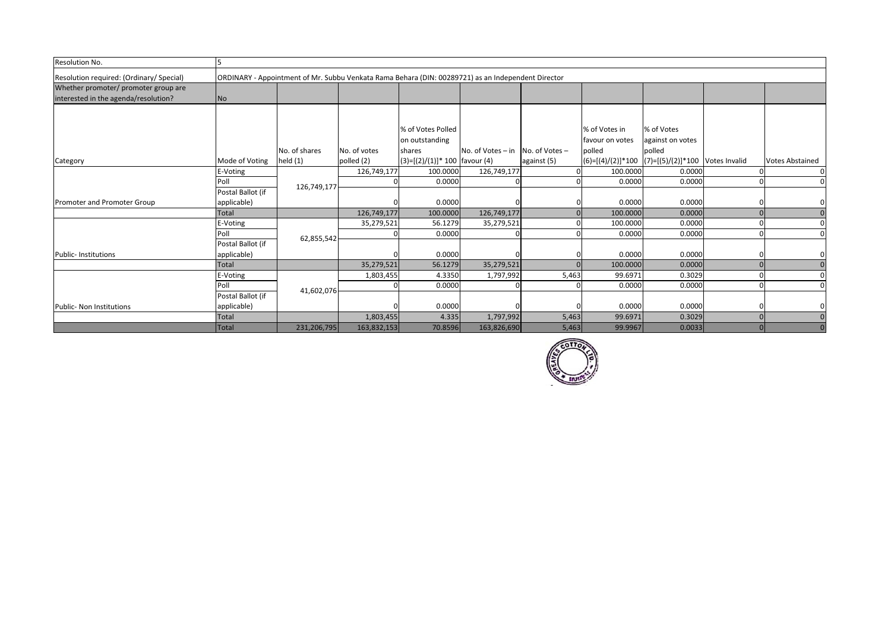| Resolution No. | 5 | | | | | | | | | |
|---|---|---|---|---|---|---|---|---|---|---|
| Resolution required: (Ordinary/ Special) | ORDINARY - Appointment of Mr. Subbu Venkata Rama Behara (DIN: 00289721) as an Independent Director | | | | | | | | | |
| Whether promoter/ promoter group are interested in the agenda/resolution? | No | | | | | | | | | |
| Category | Mode of Voting | No. of shares held (1) | No. of votes polled (2) | % of Votes Polled on outstanding shares (3)=[(2)/(1)]* 100 | No. of Votes – in favour (4) | No. of Votes – against (5) | % of Votes in favour on votes polled (6)=[(4)/(2)]*100 | % of Votes against on votes polled (7)=[(5)/(2)]*100 | Votes Invalid | Votes Abstained |
| Promoter and Promoter Group | E-Voting | 126,749,177 | 126,749,177 | 100.0000 | 126,749,177 | 0 | 100.0000 | 0.0000 | 0 | 0 |
| | Poll | | 0 | 0.0000 | 0 | 0 | 0.0000 | 0.0000 | 0 | 0 |
| | Postal Ballot (if applicable) | | 0 | 0.0000 | 0 | 0 | 0.0000 | 0.0000 | 0 | 0 |
| | Total | | 126,749,177 | 100.0000 | 126,749,177 | 0 | 100.0000 | 0.0000 | 0 | 0 |
| Public- Institutions | E-Voting | 62,855,542 | 35,279,521 | 56.1279 | 35,279,521 | 0 | 100.0000 | 0.0000 | 0 | 0 |
| | Poll | | 0 | 0.0000 | 0 | 0 | 0.0000 | 0.0000 | 0 | 0 |
| | Postal Ballot (if applicable) | | 0 | 0.0000 | 0 | 0 | 0.0000 | 0.0000 | 0 | 0 |
| | Total | | 35,279,521 | 56.1279 | 35,279,521 | 0 | 100.0000 | 0.0000 | 0 | 0 |
| Public- Non Institutions | E-Voting | 41,602,076 | 1,803,455 | 4.3350 | 1,797,992 | 5,463 | 99.6971 | 0.3029 | 0 | 0 |
| | Poll | | 0 | 0.0000 | 0 | 0 | 0.0000 | 0.0000 | 0 | 0 |
| | Postal Ballot (if applicable) | | 0 | 0.0000 | 0 | 0 | 0.0000 | 0.0000 | 0 | 0 |
| | Total | | 1,803,455 | 4.335 | 1,797,992 | 5,463 | 99.6971 | 0.3029 | 0 | 0 |
| | Total | 231,206,795 | 163,832,153 | 70.8596 | 163,826,690 | 5,463 | 99.9967 | 0.0033 | 0 | 0 |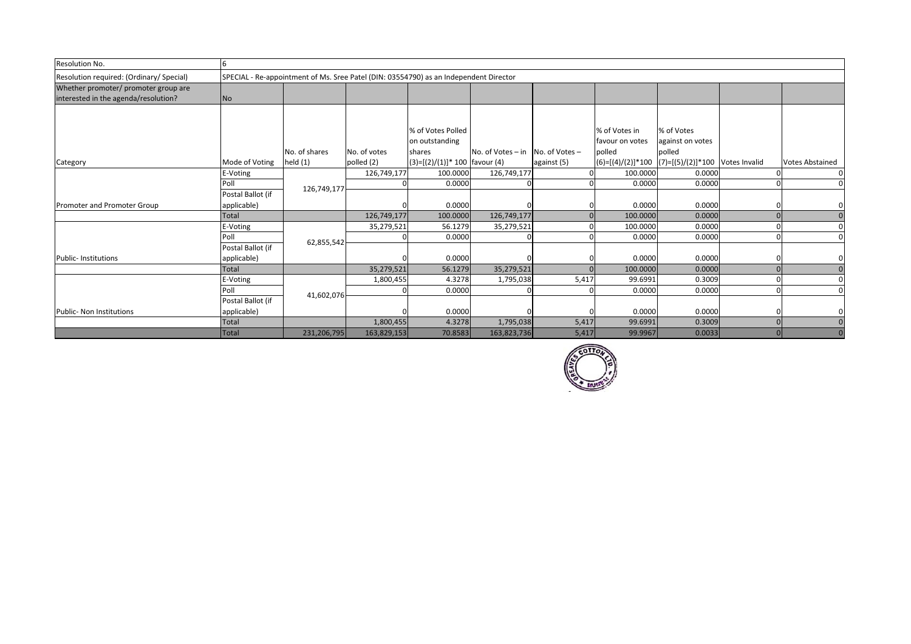| Resolution No. | 6 | | | | | | | | | |
|---|---|---|---|---|---|---|---|---|---|---|
| Resolution required: (Ordinary/ Special) | SPECIAL - Re-appointment of Ms. Sree Patel (DIN: 03554790) as an Independent Director | | | | | | | | | |
| Whether promoter/ promoter group are interested in the agenda/resolution? | No | | | | | | | | | |
| Category | Mode of Voting | No. of shares held (1) | No. of votes polled (2) | % of Votes Polled on outstanding shares (3)=[(2)/(1)]* 100 | No. of Votes – in favour (4) | No. of Votes – against (5) | % of Votes in favour on votes polled (6)=[(4)/(2)]*100 | % of Votes against on votes polled (7)=[(5)/(2)]*100 | Votes Invalid | Votes Abstained |
| Promoter and Promoter Group | E-Voting | 126,749,177 | 126,749,177 | 100.0000 | 126,749,177 | 0 | 100.0000 | 0.0000 | 0 | 0 |
| | Poll | | 0 | 0.0000 | 0 | 0 | 0.0000 | 0.0000 | 0 | 0 |
| | Postal Ballot (if applicable) | | 0 | 0.0000 | 0 | 0 | 0.0000 | 0.0000 | 0 | 0 |
| | Total | | 126,749,177 | 100.0000 | 126,749,177 | 0 | 100.0000 | 0.0000 | 0 | 0 |
| Public- Institutions | E-Voting | 62,855,542 | 35,279,521 | 56.1279 | 35,279,521 | 0 | 100.0000 | 0.0000 | 0 | 0 |
| | Poll | | 0 | 0.0000 | 0 | 0 | 0.0000 | 0.0000 | 0 | 0 |
| | Postal Ballot (if applicable) | | 0 | 0.0000 | 0 | 0 | 0.0000 | 0.0000 | 0 | 0 |
| | Total | | 35,279,521 | 56.1279 | 35,279,521 | 0 | 100.0000 | 0.0000 | 0 | 0 |
| Public- Non Institutions | E-Voting | 41,602,076 | 1,800,455 | 4.3278 | 1,795,038 | 5,417 | 99.6991 | 0.3009 | 0 | 0 |
| | Poll | | 0 | 0.0000 | 0 | 0 | 0.0000 | 0.0000 | 0 | 0 |
| | Postal Ballot (if applicable) | | 0 | 0.0000 | 0 | 0 | 0.0000 | 0.0000 | 0 | 0 |
| | Total | | 1,800,455 | 4.3278 | 1,795,038 | 5,417 | 99.6991 | 0.3009 | 0 | 0 |
| | Total | 231,206,795 | 163,829,153 | 70.8583 | 163,823,736 | 5,417 | 99.9967 | 0.0033 | 0 | 0 |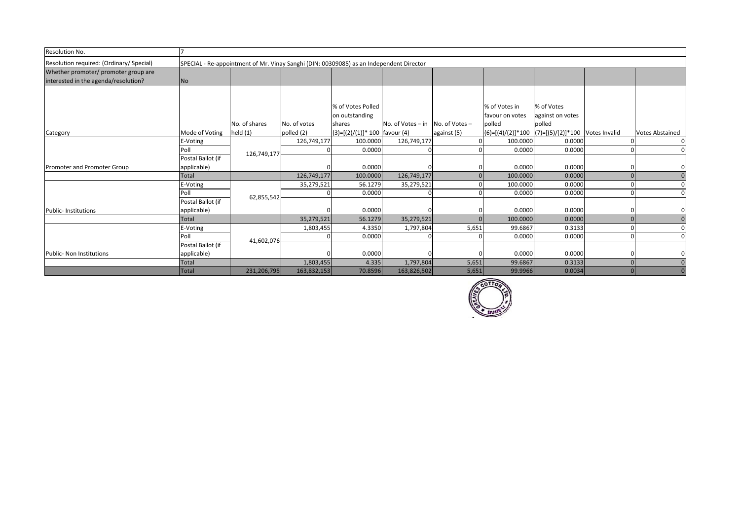| Resolution No. | 7 | | | | | | | | | |
|---|---|---|---|---|---|---|---|---|---|---|
| Resolution required: (Ordinary/ Special) | SPECIAL - Re-appointment of Mr. Vinay Sanghi (DIN: 00309085) as an Independent Director | | | | | | | | | |
| Whether promoter/ promoter group are interested in the agenda/resolution? | No | | | | | | | | | |
| Category | Mode of Voting | No. of shares held (1) | No. of votes polled (2) | % of Votes Polled on outstanding shares (3)=[(2)/(1)]* 100 | No. of Votes – in favour (4) | No. of Votes – against (5) | % of Votes in favour on votes polled (6)=[(4)/(2)]*100 | % of Votes against on votes polled (7)=[(5)/(2)]*100 | Votes Invalid | Votes Abstained |
| Promoter and Promoter Group | E-Voting | 126,749,177 | 126,749,177 | 100.0000 | 126,749,177 | 0 | 100.0000 | 0.0000 | 0 | 0 |
| | Poll | | 0 | 0.0000 | 0 | 0 | 0.0000 | 0.0000 | 0 | 0 |
| | Postal Ballot (if applicable) | | 0 | 0.0000 | 0 | 0 | 0.0000 | 0.0000 | 0 | 0 |
| | Total | | 126,749,177 | 100.0000 | 126,749,177 | 0 | 100.0000 | 0.0000 | 0 | 0 |
| Public- Institutions | E-Voting | 62,855,542 | 35,279,521 | 56.1279 | 35,279,521 | 0 | 100.0000 | 0.0000 | 0 | 0 |
| | Poll | | 0 | 0.0000 | 0 | 0 | 0.0000 | 0.0000 | 0 | 0 |
| | Postal Ballot (if applicable) | | 0 | 0.0000 | 0 | 0 | 0.0000 | 0.0000 | 0 | 0 |
| | Total | | 35,279,521 | 56.1279 | 35,279,521 | 0 | 100.0000 | 0.0000 | 0 | 0 |
| Public- Non Institutions | E-Voting | 41,602,076 | 1,803,455 | 4.3350 | 1,797,804 | 5,651 | 99.6867 | 0.3133 | 0 | 0 |
| | Poll | | 0 | 0.0000 | 0 | 0 | 0.0000 | 0.0000 | 0 | 0 |
| | Postal Ballot (if applicable) | | 0 | 0.0000 | 0 | 0 | 0.0000 | 0.0000 | 0 | 0 |
| | Total | | 1,803,455 | 4.335 | 1,797,804 | 5,651 | 99.6867 | 0.3133 | 0 | 0 |
| | Total | 231,206,795 | 163,832,153 | 70.8596 | 163,826,502 | 5,651 | 99.9966 | 0.0034 | 0 | 0 |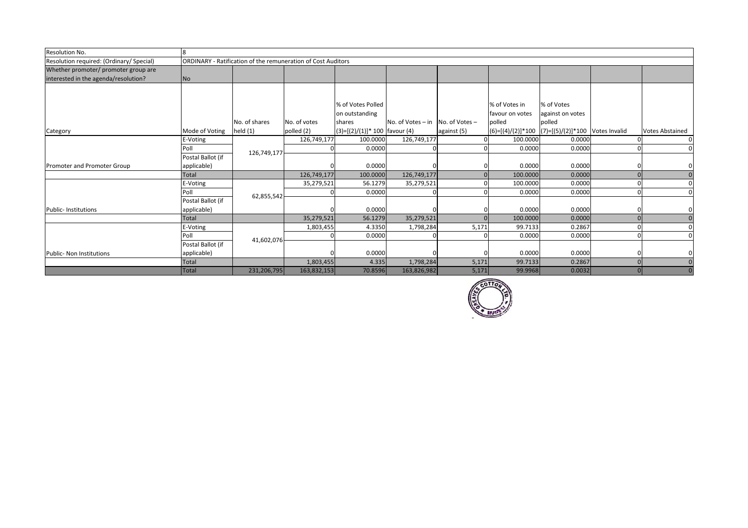| Resolution No. | 8 | | | | | | | | | |
|---|---|---|---|---|---|---|---|---|---|---|
| Resolution required: (Ordinary/ Special) | ORDINARY - Ratification of the remuneration of Cost Auditors | | | | | | | | | |
| Whether promoter/ promoter group are interested in the agenda/resolution? | No | | | | | | | | | |
| Category | Mode of Voting | No. of shares held (1) | No. of votes polled (2) | % of Votes Polled on outstanding shares (3)=[(2)/(1)]* 100 | No. of Votes – in favour (4) | No. of Votes – against (5) | % of Votes in favour on votes polled (6)=[(4)/(2)]*100 | % of Votes against on votes polled (7)=[(5)/(2)]*100 | Votes Invalid | Votes Abstained |
| Promoter and Promoter Group | E-Voting | 126,749,177 | 126,749,177 | 100.0000 | 126,749,177 | 0 | 100.0000 | 0.0000 | 0 | 0 |
| | Poll | | 0 | 0.0000 | 0 | 0 | 0.0000 | 0.0000 | 0 | 0 |
| | Postal Ballot (if applicable) | | 0 | 0.0000 | 0 | 0 | 0.0000 | 0.0000 | 0 | 0 |
| | Total | | 126,749,177 | 100.0000 | 126,749,177 | 0 | 100.0000 | 0.0000 | 0 | 0 |
| Public- Institutions | E-Voting | 62,855,542 | 35,279,521 | 56.1279 | 35,279,521 | 0 | 100.0000 | 0.0000 | 0 | 0 |
| | Poll | | 0 | 0.0000 | 0 | 0 | 0.0000 | 0.0000 | 0 | 0 |
| | Postal Ballot (if applicable) | | 0 | 0.0000 | 0 | 0 | 0.0000 | 0.0000 | 0 | 0 |
| | Total | | 35,279,521 | 56.1279 | 35,279,521 | 0 | 100.0000 | 0.0000 | 0 | 0 |
| Public- Non Institutions | E-Voting | 41,602,076 | 1,803,455 | 4.3350 | 1,798,284 | 5,171 | 99.7133 | 0.2867 | 0 | 0 |
| | Poll | | 0 | 0.0000 | 0 | 0 | 0.0000 | 0.0000 | 0 | 0 |
| | Postal Ballot (if applicable) | | 0 | 0.0000 | 0 | 0 | 0.0000 | 0.0000 | 0 | 0 |
| | Total | | 1,803,455 | 4.335 | 1,798,284 | 5,171 | 99.7133 | 0.2867 | 0 | 0 |
| | Total | 231,206,795 | 163,832,153 | 70.8596 | 163,826,982 | 5,171 | 99.9968 | 0.0032 | 0 | 0 |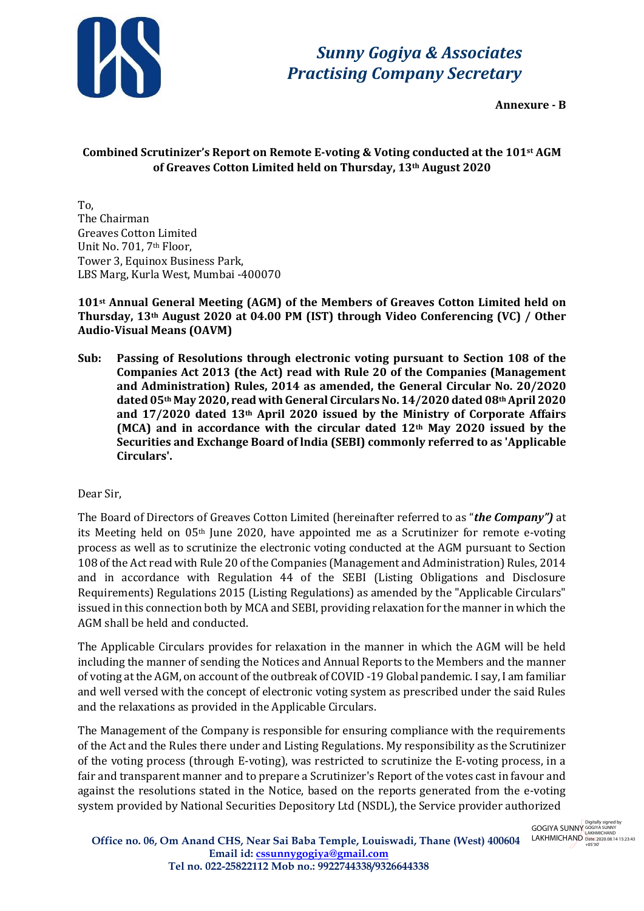**Sunny Gogiya & Associates**
**Practising Company Secretary**

**Annexure - B**

**Combined Scrutinizer's Report on Remote E-voting & Voting conducted at the 101st AGM of Greaves Cotton Limited held on Thursday, 13th August 2020**

To,
The Chairman
Greaves Cotton Limited
Unit No. 701, 7th Floor,
Tower 3, Equinox Business Park,
LBS Marg, Kurla West, Mumbai -400070

**101st Annual General Meeting (AGM) of the Members of Greaves Cotton Limited held on Thursday, 13th August 2020 at 04.00 PM (IST) through Video Conferencing (VC) / Other Audio-Visual Means (OAVM)**

**Sub: Passing of Resolutions through electronic voting pursuant to Section 108 of the Companies Act 2013 (the Act) read with Rule 20 of the Companies (Management and Administration) Rules, 2014 as amended, the General Circular No. 20/2O20 dated 05th May 2020, read with General Circulars No. 14/2020 dated 08th April 2020 and 17/2020 dated 13th April 2020 issued by the Ministry of Corporate Affairs (MCA) and in accordance with the circular dated 12th May 2O20 issued by the Securities and Exchange Board of lndia (SEBI) commonly referred to as 'Applicable Circulars'.**

Dear Sir,

The Board of Directors of Greaves Cotton Limited (hereinafter referred to as "***the Company")*** at its Meeting held on 05th June 2020, have appointed me as a Scrutinizer for remote e-voting process as well as to scrutinize the electronic voting conducted at the AGM pursuant to Section 108 of the Act read with Rule 20 of the Companies (Management and Administration) Rules, 2014 and in accordance with Regulation 44 of the SEBI (Listing Obligations and Disclosure Requirements) Regulations 2015 (Listing Regulations) as amended by the "Applicable Circulars" issued in this connection both by MCA and SEBI, providing relaxation for the manner in which the AGM shall be held and conducted.

The Applicable Circulars provides for relaxation in the manner in which the AGM will be held including the manner of sending the Notices and Annual Reports to the Members and the manner of voting at the AGM, on account of the outbreak of COVID -19 Global pandemic. I say, I am familiar and well versed with the concept of electronic voting system as prescribed under the said Rules and the relaxations as provided in the Applicable Circulars.

The Management of the Company is responsible for ensuring compliance with the requirements of the Act and the Rules there under and Listing Regulations. My responsibility as the Scrutinizer of the voting process (through E-voting), was restricted to scrutinize the E-voting process, in a fair and transparent manner and to prepare a Scrutinizer's Report of the votes cast in favour and against the resolutions stated in the Notice, based on the reports generated from the e-voting system provided by National Securities Depository Ltd (NSDL), the Service provider authorized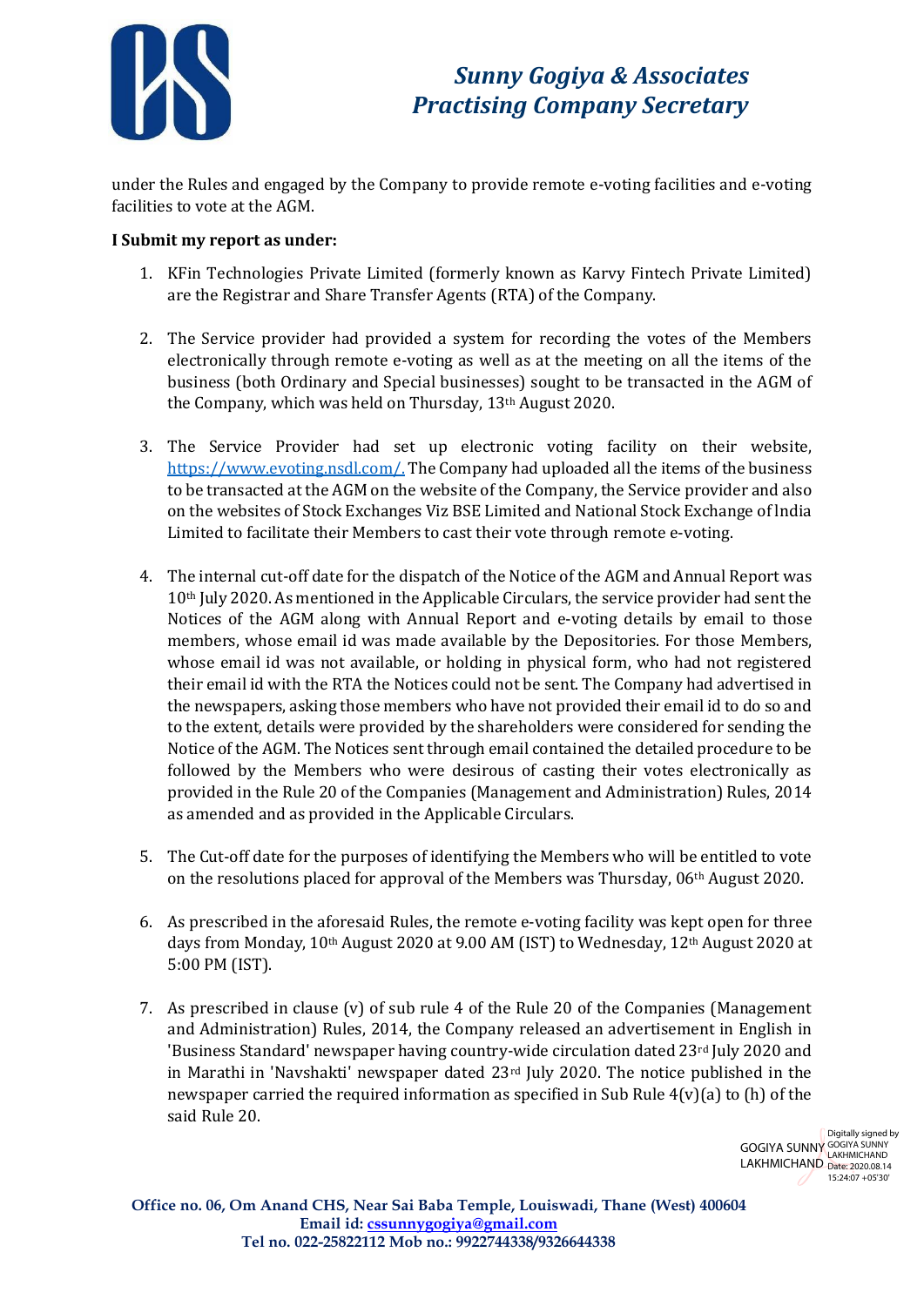under the Rules and engaged by the Company to provide remote e-voting facilities and e-voting facilities to vote at the AGM.

**I Submit my report as under:**

1. KFin Technologies Private Limited (formerly known as Karvy Fintech Private Limited) are the Registrar and Share Transfer Agents (RTA) of the Company.

2. The Service provider had provided a system for recording the votes of the Members electronically through remote e-voting as well as at the meeting on all the items of the business (both Ordinary and Special businesses) sought to be transacted in the AGM of the Company, which was held on Thursday, 13th August 2020.

3. The Service Provider had set up electronic voting facility on their website, https://www.evoting.nsdl.com/. The Company had uploaded all the items of the business to be transacted at the AGM on the website of the Company, the Service provider and also on the websites of Stock Exchanges Viz BSE Limited and National Stock Exchange of India Limited to facilitate their Members to cast their vote through remote e-voting.

4. The internal cut-off date for the dispatch of the Notice of the AGM and Annual Report was 10th July 2020. As mentioned in the Applicable Circulars, the service provider had sent the Notices of the AGM along with Annual Report and e-voting details by email to those members, whose email id was made available by the Depositories. For those Members, whose email id was not available, or holding in physical form, who had not registered their email id with the RTA the Notices could not be sent. The Company had advertised in the newspapers, asking those members who have not provided their email id to do so and to the extent, details were provided by the shareholders were considered for sending the Notice of the AGM. The Notices sent through email contained the detailed procedure to be followed by the Members who were desirous of casting their votes electronically as provided in the Rule 20 of the Companies (Management and Administration) Rules, 2014 as amended and as provided in the Applicable Circulars.

5. The Cut-off date for the purposes of identifying the Members who will be entitled to vote on the resolutions placed for approval of the Members was Thursday, 06th August 2020.

6. As prescribed in the aforesaid Rules, the remote e-voting facility was kept open for three days from Monday, 10th August 2020 at 9.00 AM (IST) to Wednesday, 12th August 2020 at 5:00 PM (IST).

7. As prescribed in clause (v) of sub rule 4 of the Rule 20 of the Companies (Management and Administration) Rules, 2014, the Company released an advertisement in English in 'Business Standard' newspaper having country-wide circulation dated 23rd July 2020 and in Marathi in 'Navshakti' newspaper dated 23rd July 2020. The notice published in the newspaper carried the required information as specified in Sub Rule 4(v)(a) to (h) of the said Rule 20.

GOGIYA SUNNY LAKHMICHAND — Digitally signed by GOGIYA SUNNY LAKHMICHAND Date: 2020.08.14 15:24:07 +05'30'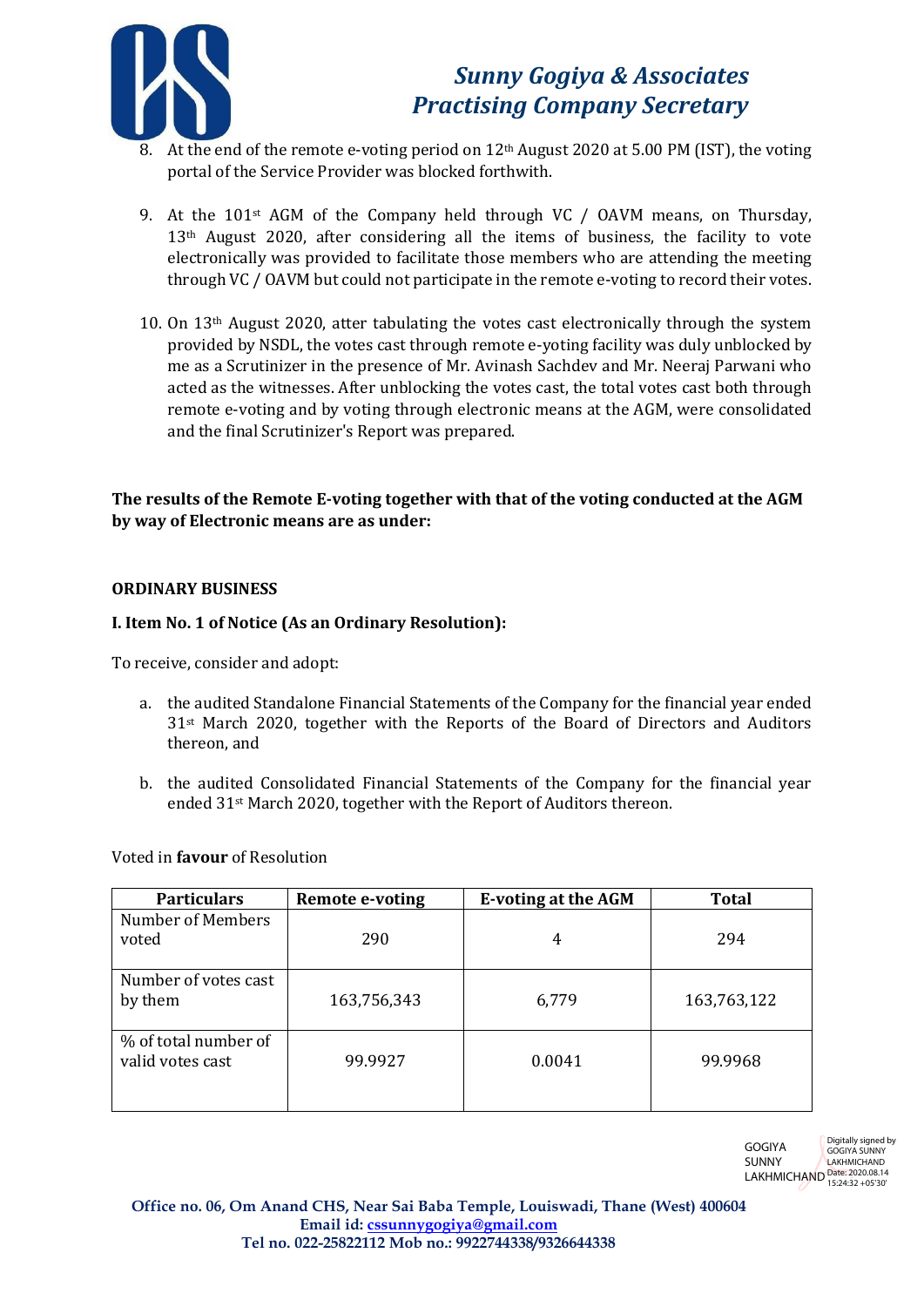8. At the end of the remote e-voting period on 12th August 2020 at 5.00 PM (IST), the voting portal of the Service Provider was blocked forthwith.

9. At the 101st AGM of the Company held through VC / OAVM means, on Thursday, 13th August 2020, after considering all the items of business, the facility to vote electronically was provided to facilitate those members who are attending the meeting through VC / OAVM but could not participate in the remote e-voting to record their votes.

10. On 13th August 2020, atter tabulating the votes cast electronically through the system provided by NSDL, the votes cast through remote e-yoting facility was duly unblocked by me as a Scrutinizer in the presence of Mr. Avinash Sachdev and Mr. Neeraj Parwani who acted as the witnesses. After unblocking the votes cast, the total votes cast both through remote e-voting and by voting through electronic means at the AGM, were consolidated and the final Scrutinizer's Report was prepared.

**The results of the Remote E-voting together with that of the voting conducted at the AGM by way of Electronic means are as under:**

**ORDINARY BUSINESS**

**I. Item No. 1 of Notice (As an Ordinary Resolution):**

To receive, consider and adopt:

a. the audited Standalone Financial Statements of the Company for the financial year ended 31st March 2020, together with the Reports of the Board of Directors and Auditors thereon, and

b. the audited Consolidated Financial Statements of the Company for the financial year ended 31st March 2020, together with the Report of Auditors thereon.

Voted in **favour** of Resolution

| Particulars | Remote e-voting | E-voting at the AGM | Total |
|---|---|---|---|
| Number of Members voted | 290 | 4 | 294 |
| Number of votes cast by them | 163,756,343 | 6,779 | 163,763,122 |
| % of total number of valid votes cast | 99.9927 | 0.0041 | 99.9968 |

GOGIYA SUNNY LAKHMICHAND Digitally signed by GOGIYA SUNNY LAKHMICHAND Date: 2020.08.14 15:24:32 +05'30'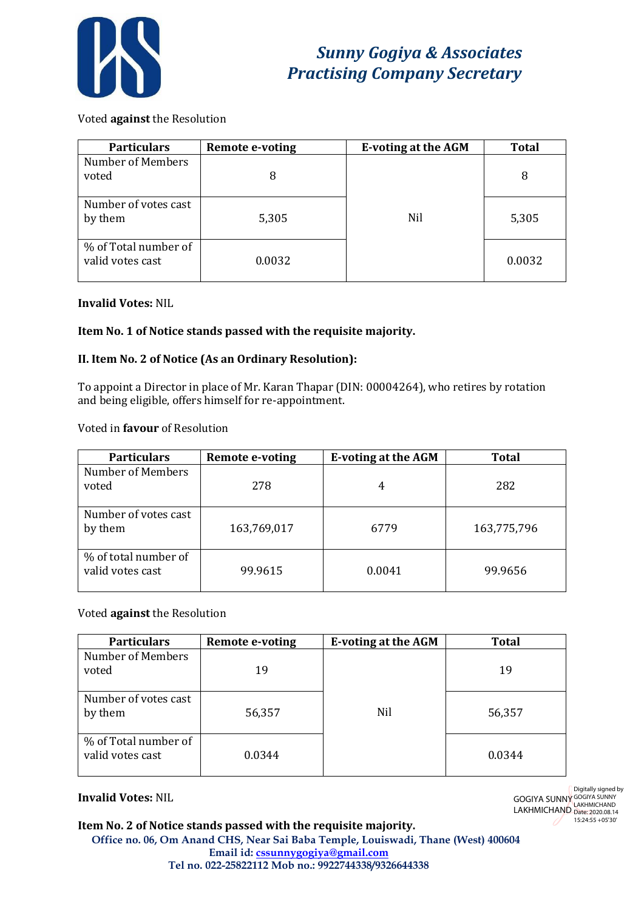Voted **against** the Resolution

| Particulars | Remote e-voting | E-voting at the AGM | Total |
|---|---|---|---|
| Number of Members voted | 8 | Nil | 8 |
| Number of votes cast by them | 5,305 | | 5,305 |
| % of Total number of valid votes cast | 0.0032 | | 0.0032 |

**Invalid Votes:** NIL

**Item No. 1 of Notice stands passed with the requisite majority.**

**II. Item No. 2 of Notice (As an Ordinary Resolution):**

To appoint a Director in place of Mr. Karan Thapar (DIN: 00004264), who retires by rotation and being eligible, offers himself for re-appointment.

Voted in **favour** of Resolution

| Particulars | Remote e-voting | E-voting at the AGM | Total |
|---|---|---|---|
| Number of Members voted | 278 | 4 | 282 |
| Number of votes cast by them | 163,769,017 | 6779 | 163,775,796 |
| % of total number of valid votes cast | 99.9615 | 0.0041 | 99.9656 |

Voted **against** the Resolution

| Particulars | Remote e-voting | E-voting at the AGM | Total |
|---|---|---|---|
| Number of Members voted | 19 | Nil | 19 |
| Number of votes cast by them | 56,357 | | 56,357 |
| % of Total number of valid votes cast | 0.0344 | | 0.0344 |

**Invalid Votes:** NIL

**Item No. 2 of Notice stands passed with the requisite majority.**

GOGIYA SUNNY LAKHMICHAND
Digitally signed by GOGIYA SUNNY LAKHMICHAND Date: 2020.08.14 15:24:55 +05'30'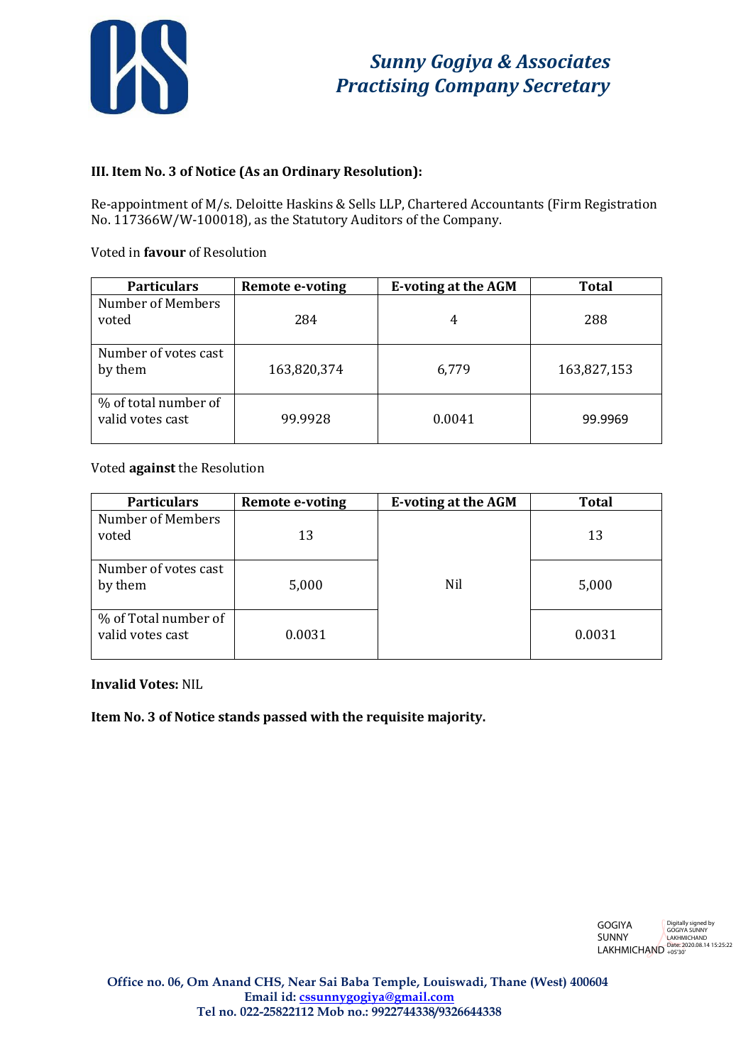## Sunny Gogiya & Associates
## Practising Company Secretary

**III. Item No. 3 of Notice (As an Ordinary Resolution):**

Re-appointment of M/s. Deloitte Haskins & Sells LLP, Chartered Accountants (Firm Registration No. 117366W/W-100018), as the Statutory Auditors of the Company.

Voted in **favour** of Resolution

| Particulars | Remote e-voting | E-voting at the AGM | Total |
|---|---|---|---|
| Number of Members voted | 284 | 4 | 288 |
| Number of votes cast by them | 163,820,374 | 6,779 | 163,827,153 |
| % of total number of valid votes cast | 99.9928 | 0.0041 | 99.9969 |

Voted **against** the Resolution

| Particulars | Remote e-voting | E-voting at the AGM | Total |
|---|---|---|---|
| Number of Members voted | 13 | Nil | 13 |
| Number of votes cast by them | 5,000 | | 5,000 |
| % of Total number of valid votes cast | 0.0031 | | 0.0031 |

**Invalid Votes:** NIL

**Item No. 3 of Notice stands passed with the requisite majority.**

GOGIYA SUNNY LAKHMICHAND — Digitally signed by GOGIYA SUNNY LAKHMICHAND Date: 2020.08.14 15:25:22 +05'30'

**Office no. 06, Om Anand CHS, Near Sai Baba Temple, Louiswadi, Thane (West) 400604**
**Email id: cssunnygogiya@gmail.com**
**Tel no. 022-25822112 Mob no.: 9922744338/9326644338**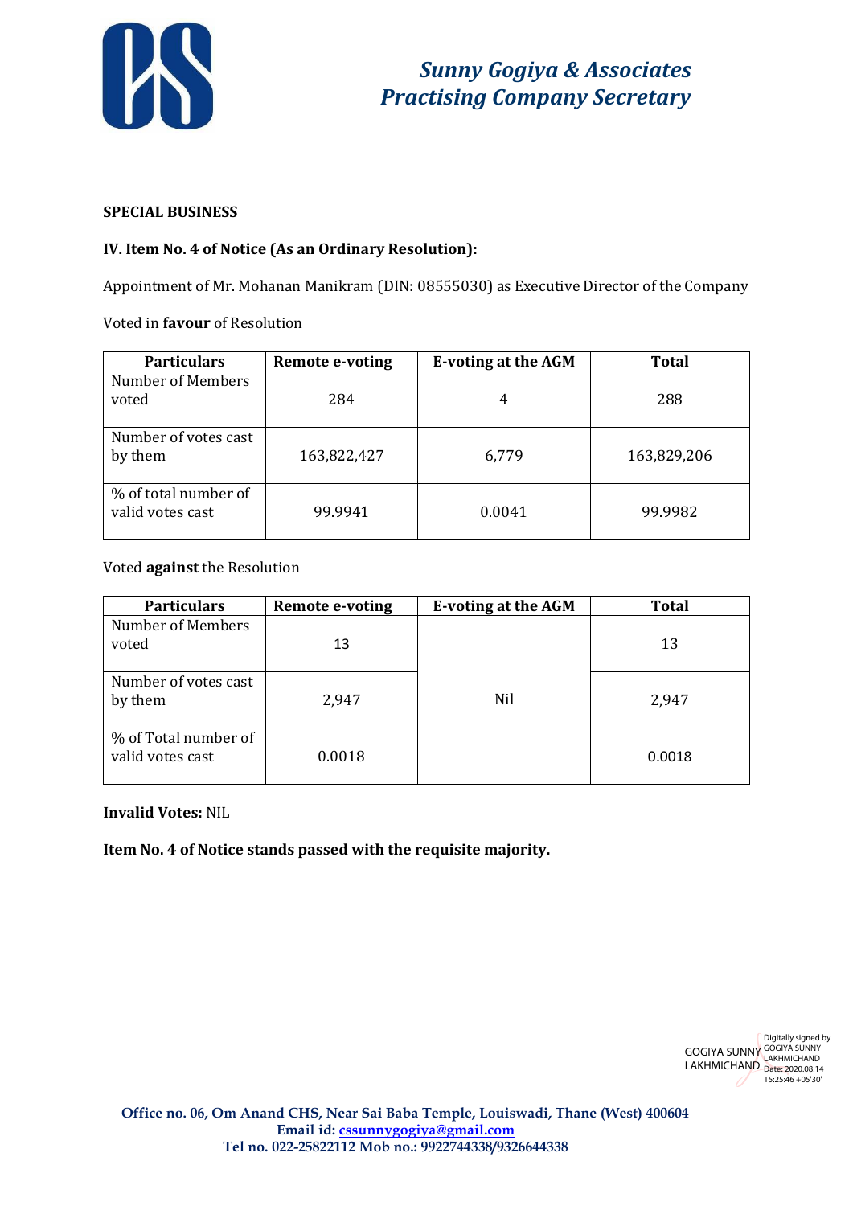**SPECIAL BUSINESS**

**IV. Item No. 4 of Notice (As an Ordinary Resolution):**

Appointment of Mr. Mohanan Manikram (DIN: 08555030) as Executive Director of the Company

Voted in **favour** of Resolution

| Particulars | Remote e-voting | E-voting at the AGM | Total |
|---|---|---|---|
| Number of Members voted | 284 | 4 | 288 |
| Number of votes cast by them | 163,822,427 | 6,779 | 163,829,206 |
| % of total number of valid votes cast | 99.9941 | 0.0041 | 99.9982 |

Voted **against** the Resolution

| Particulars | Remote e-voting | E-voting at the AGM | Total |
|---|---|---|---|
| Number of Members voted | 13 | Nil | 13 |
| Number of votes cast by them | 2,947 | | 2,947 |
| % of Total number of valid votes cast | 0.0018 | | 0.0018 |

**Invalid Votes:** NIL

**Item No. 4 of Notice stands passed with the requisite majority.**

GOGIYA SUNNY LAKHMICHAND
Digitally signed by GOGIYA SUNNY LAKHMICHAND
Date: 2020.08.14 15:25:46 +05'30'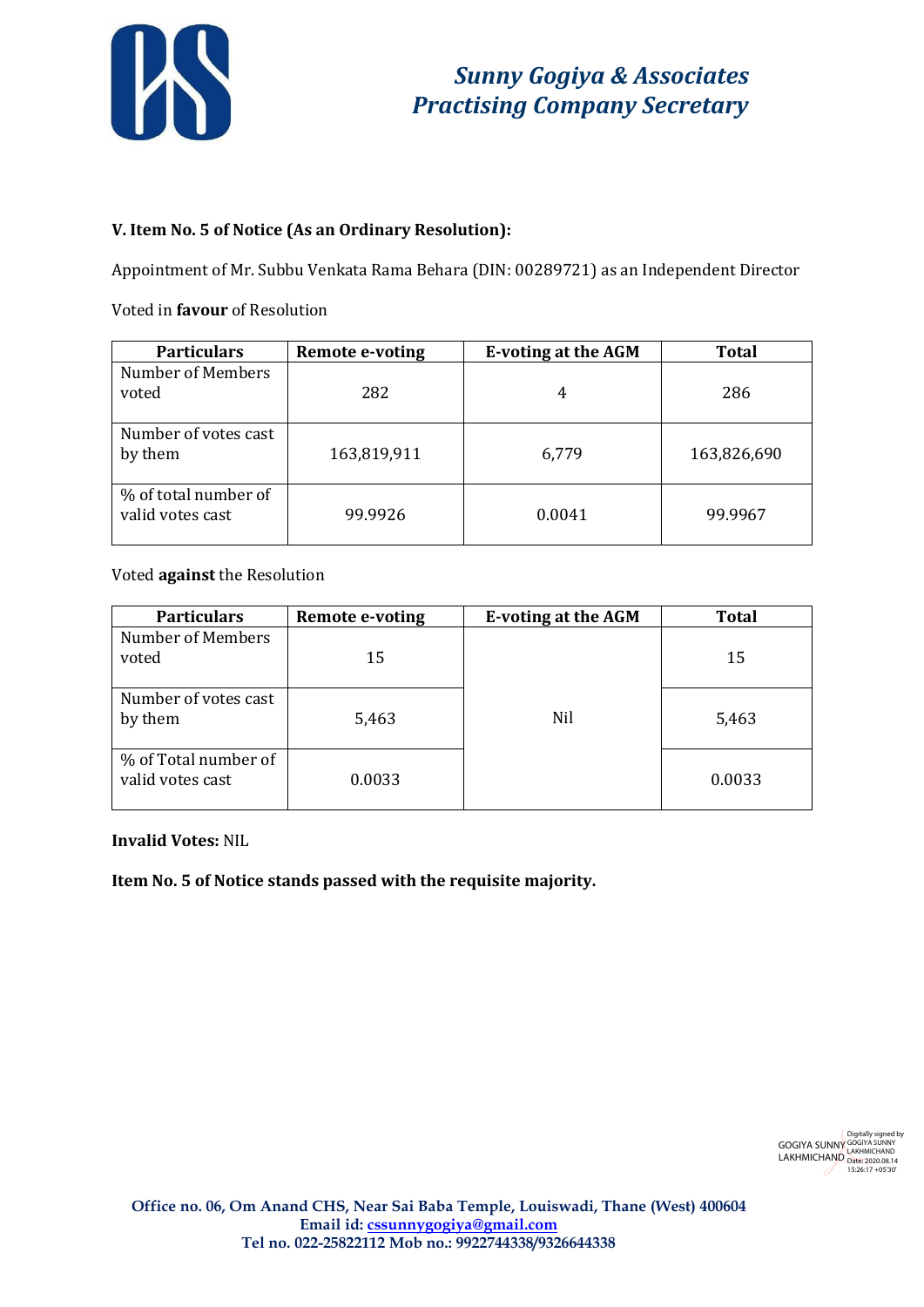**V. Item No. 5 of Notice (As an Ordinary Resolution):**

Appointment of Mr. Subbu Venkata Rama Behara (DIN: 00289721) as an Independent Director

Voted in **favour** of Resolution

| Particulars | Remote e-voting | E-voting at the AGM | Total |
|---|---|---|---|
| Number of Members voted | 282 | 4 | 286 |
| Number of votes cast by them | 163,819,911 | 6,779 | 163,826,690 |
| % of total number of valid votes cast | 99.9926 | 0.0041 | 99.9967 |

Voted **against** the Resolution

| Particulars | Remote e-voting | E-voting at the AGM | Total |
|---|---|---|---|
| Number of Members voted | 15 | Nil | 15 |
| Number of votes cast by them | 5,463 | | 5,463 |
| % of Total number of valid votes cast | 0.0033 | | 0.0033 |

**Invalid Votes:** NIL

**Item No. 5 of Notice stands passed with the requisite majority.**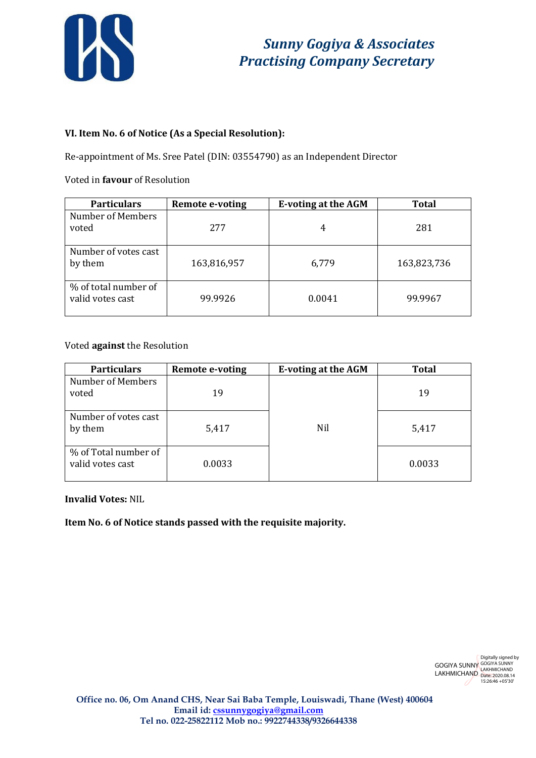**VI. Item No. 6 of Notice (As a Special Resolution):**

Re-appointment of Ms. Sree Patel (DIN: 03554790) as an Independent Director

Voted in **favour** of Resolution

| Particulars | Remote e-voting | E-voting at the AGM | Total |
|---|---|---|---|
| Number of Members voted | 277 | 4 | 281 |
| Number of votes cast by them | 163,816,957 | 6,779 | 163,823,736 |
| % of total number of valid votes cast | 99.9926 | 0.0041 | 99.9967 |

Voted **against** the Resolution

| Particulars | Remote e-voting | E-voting at the AGM | Total |
|---|---|---|---|
| Number of Members voted | 19 | Nil | 19 |
| Number of votes cast by them | 5,417 | | 5,417 |
| % of Total number of valid votes cast | 0.0033 | | 0.0033 |

**Invalid Votes:** NIL

**Item No. 6 of Notice stands passed with the requisite majority.**

GOGIYA SUNNY LAKHMICHAND

Digitally signed by GOGIYA SUNNY LAKHMICHAND Date: 2020.08.14 15:26:46 +05'30'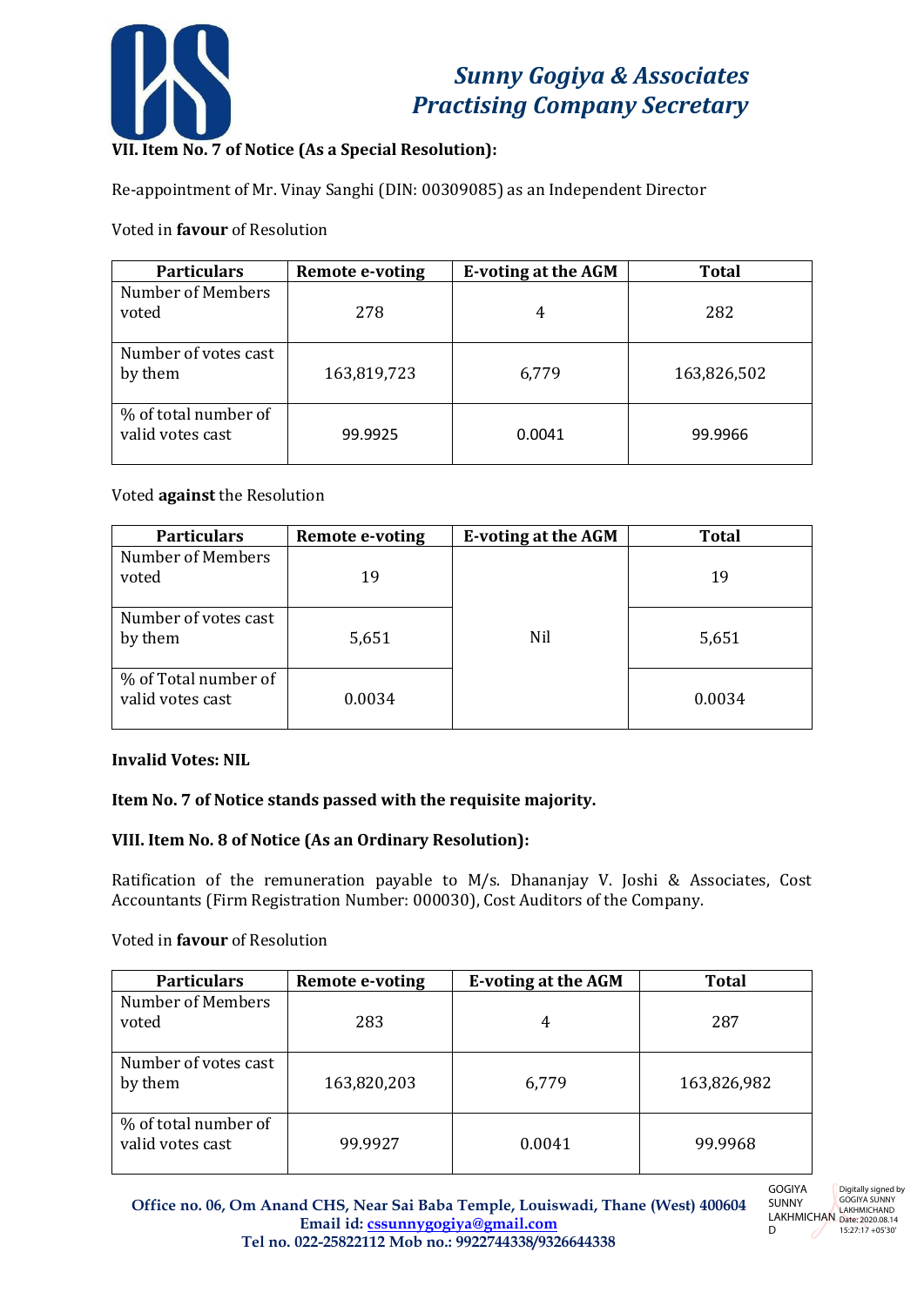**VII. Item No. 7 of Notice (As a Special Resolution):**

Re-appointment of Mr. Vinay Sanghi (DIN: 00309085) as an Independent Director

Voted in **favour** of Resolution

| Particulars | Remote e-voting | E-voting at the AGM | Total |
|---|---|---|---|
| Number of Members voted | 278 | 4 | 282 |
| Number of votes cast by them | 163,819,723 | 6,779 | 163,826,502 |
| % of total number of valid votes cast | 99.9925 | 0.0041 | 99.9966 |

Voted **against** the Resolution

| Particulars | Remote e-voting | E-voting at the AGM | Total |
|---|---|---|---|
| Number of Members voted | 19 | Nil | 19 |
| Number of votes cast by them | 5,651 | | 5,651 |
| % of Total number of valid votes cast | 0.0034 | | 0.0034 |

**Invalid Votes: NIL**

**Item No. 7 of Notice stands passed with the requisite majority.**

**VIII. Item No. 8 of Notice (As an Ordinary Resolution):**

Ratification of the remuneration payable to M/s. Dhananjay V. Joshi & Associates, Cost Accountants (Firm Registration Number: 000030), Cost Auditors of the Company.

Voted in **favour** of Resolution

| Particulars | Remote e-voting | E-voting at the AGM | Total |
|---|---|---|---|
| Number of Members voted | 283 | 4 | 287 |
| Number of votes cast by them | 163,820,203 | 6,779 | 163,826,982 |
| % of total number of valid votes cast | 99.9927 | 0.0041 | 99.9968 |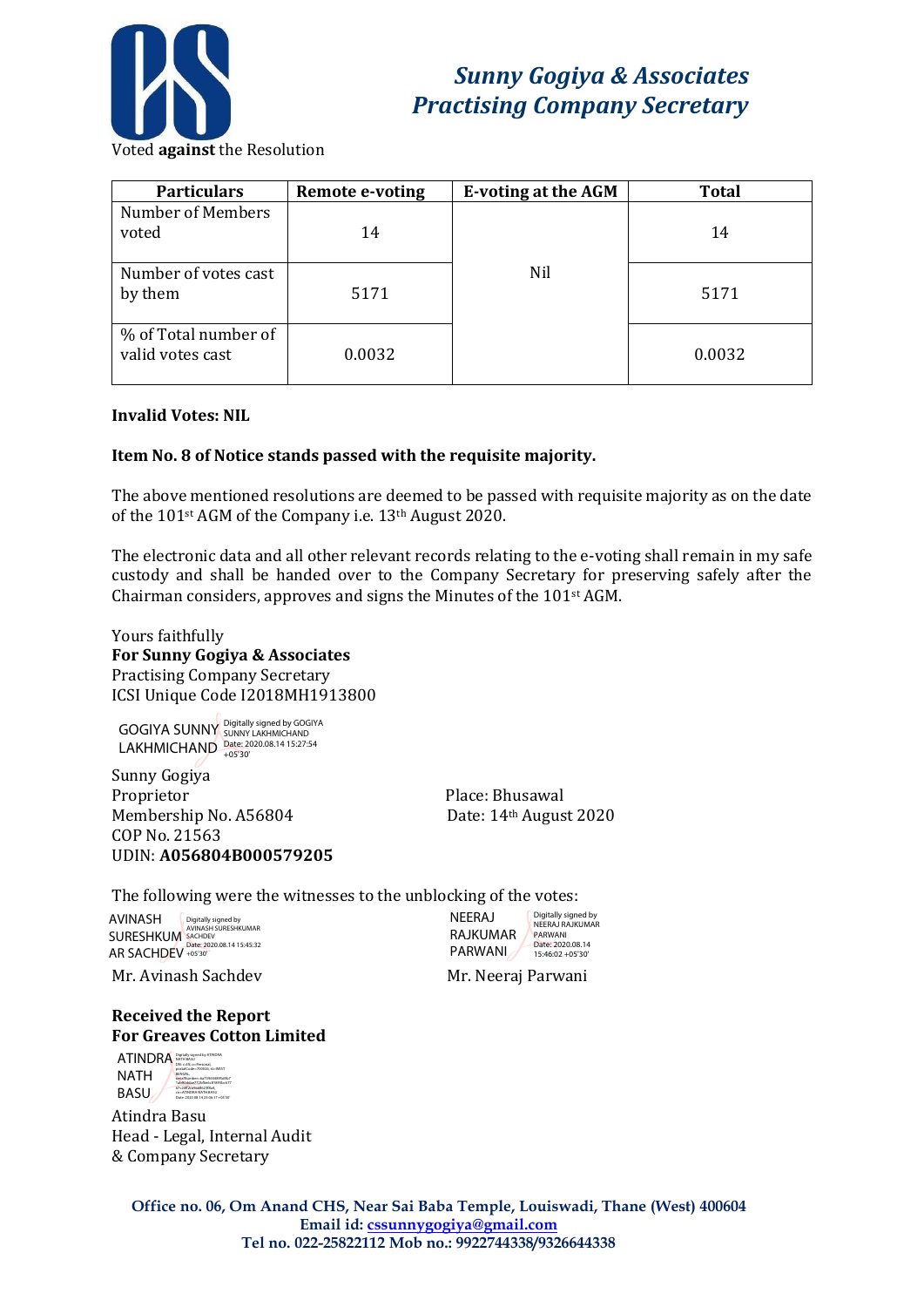Voted **against** the Resolution

| Particulars | Remote e-voting | E-voting at the AGM | Total |
|---|---|---|---|
| Number of Members voted | 14 | Nil | 14 |
| Number of votes cast by them | 5171 | | 5171 |
| % of Total number of valid votes cast | 0.0032 | | 0.0032 |

**Invalid Votes: NIL**

**Item No. 8 of Notice stands passed with the requisite majority.**

The above mentioned resolutions are deemed to be passed with requisite majority as on the date of the 101st AGM of the Company i.e. 13th August 2020.

The electronic data and all other relevant records relating to the e-voting shall remain in my safe custody and shall be handed over to the Company Secretary for preserving safely after the Chairman considers, approves and signs the Minutes of the 101st AGM.

Yours faithfully
**For Sunny Gogiya & Associates**
Practising Company Secretary
ICSI Unique Code I2018MH1913800

GOGIYA SUNNY LAKHMICHAND — Digitally signed by GOGIYA SUNNY LAKHMICHAND Date: 2020.08.14 15:27:54 +05'30'

Sunny Gogiya
Proprietor
Membership No. A56804
COP No. 21563
UDIN: **A056804B000579205**

Place: Bhusawal
Date: 14th August 2020

The following were the witnesses to the unblocking of the votes:

AVINASH SURESHKUMAR SACHDEV — Digitally signed by AVINASH SURESHKUMAR SACHDEV Date: 2020.08.14 15:45:32 +05'30'

Mr. Avinash Sachdev

NEERAJ RAJKUMAR PARWANI — Digitally signed by NEERAJ RAJKUMAR PARWANI Date: 2020.08.14 15:46:02 +05'30'

Mr. Neeraj Parwani

**Received the Report**
**For Greaves Cotton Limited**

ATINDRA NATH BASU — Digitally signed by ATINDRA NATH BASU

Atindra Basu
Head - Legal, Internal Audit
& Company Secretary

**Office no. 06, Om Anand CHS, Near Sai Baba Temple, Louiswadi, Thane (West) 400604**
**Email id: cssunnygogiya@gmail.com**
**Tel no. 022-25822112 Mob no.: 9922744338/9326644338**